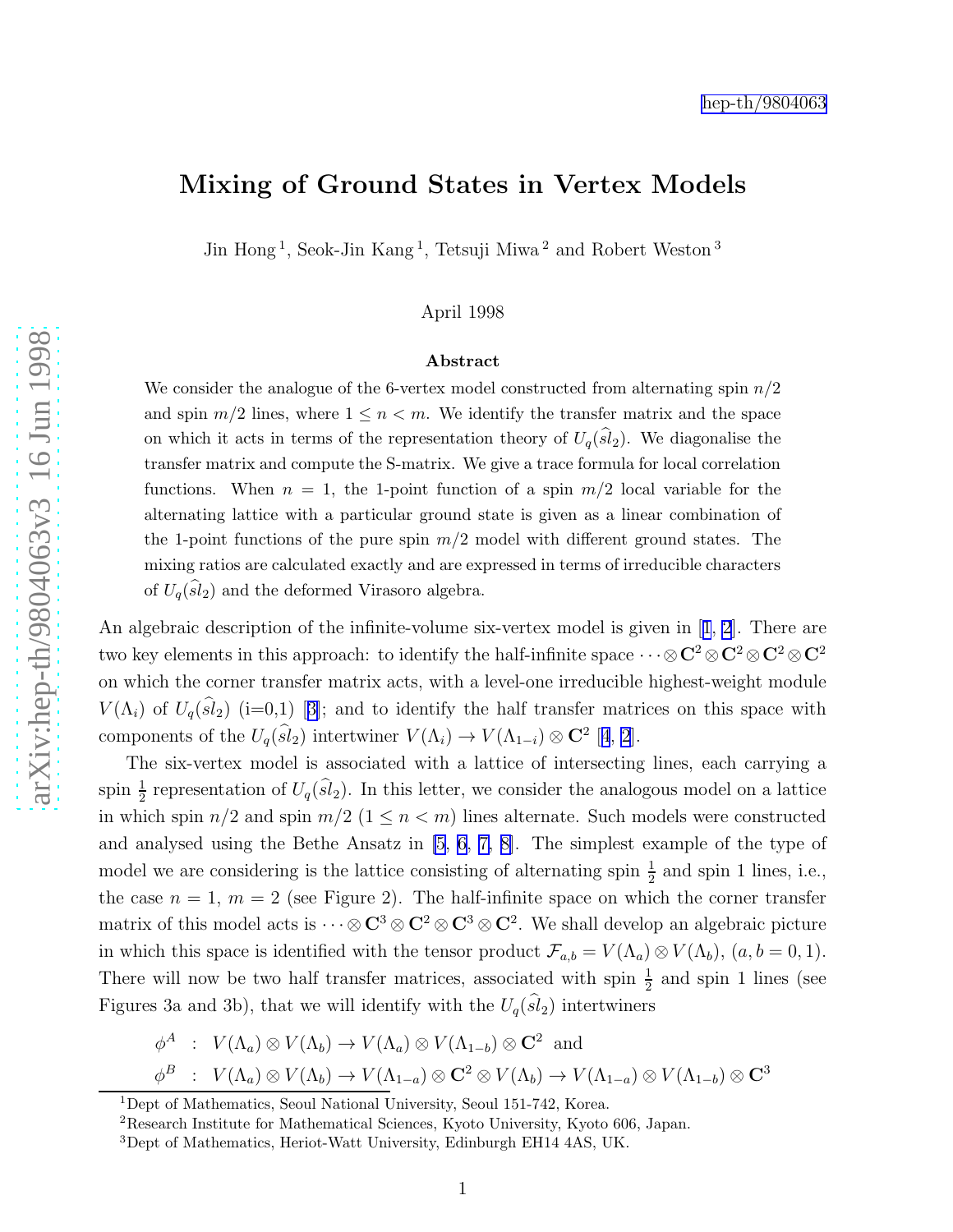hep-th/9804063

# Mixing of Ground States in Vertex Models

Jin Hong [1], Seok-Jin Kang [1], Tetsuji Miwa [2] and Robert Weston [3]

April 1998

### Abstract

We consider the analogue of the 6-vertex model constructed from alternating spin $n/2$ and spin $m/2$ lines, where $1 \leq n < m$. We identify the transfer matrix and the space on which it acts in terms of the representation theory of $U_q(\widehat{sl}_2)$. We diagonalise the transfer matrix and compute the S-matrix. We give a trace formula for local correlation functions. When $n = 1$, the 1-point function of a spin $m/2$ local variable for the alternating lattice with a particular ground state is given as a linear combination of the 1-point functions of the pure spin $m/2$ model with different ground states. The mixing ratios are calculated exactly and are expressed in terms of irreducible characters of $U_q(\widehat{sl}_2)$ and the deformed Virasoro algebra.

An algebraic description of the infinite-volume six-vertex model is given in [1, 2]. There are two key elements in this approach: to identify the half-infinite space $\cdots \otimes \mathbf{C}^2 \otimes \mathbf{C}^2 \otimes \mathbf{C}^2 \otimes \mathbf{C}^2$ on which the corner transfer matrix acts, with a level-one irreducible highest-weight module $V(\Lambda_i)$ of $U_q(\widehat{sl}_2)$ (i=0,1) [3]; and to identify the half transfer matrices on this space with components of the $U_q(\widehat{sl}_2)$ intertwiner $V(\Lambda_i) \to V(\Lambda_{1-i}) \otimes \mathbf{C}^2$ [4, 2].

The six-vertex model is associated with a lattice of intersecting lines, each carrying a spin $\frac{1}{2}$ representation of $U_q(\widehat{sl}_2)$. In this letter, we consider the analogous model on a lattice in which spin $n/2$ and spin $m/2$ ($1 \leq n < m$) lines alternate. Such models were constructed and analysed using the Bethe Ansatz in [5, 6, 7, 8]. The simplest example of the type of model we are considering is the lattice consisting of alternating spin $\frac{1}{2}$ and spin 1 lines, i.e., the case $n = 1$, $m = 2$ (see Figure 2). The half-infinite space on which the corner transfer matrix of this model acts is $\cdots \otimes \mathbf{C}^3 \otimes \mathbf{C}^2 \otimes \mathbf{C}^3 \otimes \mathbf{C}^2$. We shall develop an algebraic picture in which this space is identified with the tensor product $\mathcal{F}_{a,b} = V(\Lambda_a) \otimes V(\Lambda_b)$, $(a, b = 0, 1)$. There will now be two half transfer matrices, associated with spin $\frac{1}{2}$ and spin 1 lines (see Figures 3a and 3b), that we will identify with the $U_q(\widehat{sl}_2)$ intertwiners

$$\phi^A \ : \ V(\Lambda_a) \otimes V(\Lambda_b) \to V(\Lambda_a) \otimes V(\Lambda_{1-b}) \otimes \mathbf{C}^2 \ \text{ and}$$
$$\phi^B \ : \ V(\Lambda_a) \otimes V(\Lambda_b) \to V(\Lambda_{1-a}) \otimes \mathbf{C}^2 \otimes V(\Lambda_b) \to V(\Lambda_{1-a}) \otimes V(\Lambda_{1-b}) \otimes \mathbf{C}^3$$

[1] Dept of Mathematics, Seoul National University, Seoul 151-742, Korea.

[2] Research Institute for Mathematical Sciences, Kyoto University, Kyoto 606, Japan.

[3] Dept of Mathematics, Heriot-Watt University, Edinburgh EH14 4AS, UK.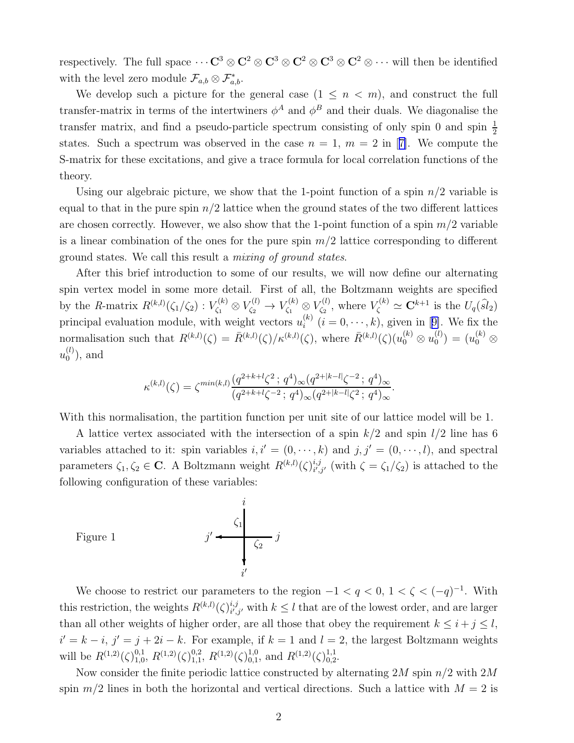respectively. The full space $\cdots \mathbf{C}^3 \otimes \mathbf{C}^2 \otimes \mathbf{C}^3 \otimes \mathbf{C}^2 \otimes \mathbf{C}^3 \otimes \mathbf{C}^2 \otimes \cdots$ will then be identified with the level zero module $\mathcal{F}_{a,b} \otimes \mathcal{F}^*_{a,b}$.

We develop such a picture for the general case ($1 \leq n < m$), and construct the full transfer-matrix in terms of the intertwiners $\phi^A$ and $\phi^B$ and their duals. We diagonalise the transfer matrix, and find a pseudo-particle spectrum consisting of only spin 0 and spin $\frac{1}{2}$ states. Such a spectrum was observed in the case $n = 1$, $m = 2$ in [7]. We compute the S-matrix for these excitations, and give a trace formula for local correlation functions of the theory.

Using our algebraic picture, we show that the 1-point function of a spin $n/2$ variable is equal to that in the pure spin $n/2$ lattice when the ground states of the two different lattices are chosen correctly. However, we also show that the 1-point function of a spin $m/2$ variable is a linear combination of the ones for the pure spin $m/2$ lattice corresponding to different ground states. We call this result a *mixing of ground states*.

After this brief introduction to some of our results, we will now define our alternating spin vertex model in some more detail. First of all, the Boltzmann weights are specified by the $R$-matrix $R^{(k,l)}(\zeta_1/\zeta_2) : V^{(k)}_{\zeta_1} \otimes V^{(l)}_{\zeta_2} \to V^{(k)}_{\zeta_1} \otimes V^{(l)}_{\zeta_2}$, where $V^{(k)}_{\zeta} \simeq \mathbf{C}^{k+1}$ is the $U_q(\widehat{sl}_2)$ principal evaluation module, with weight vectors $u^{(k)}_i$ $(i = 0, \cdots, k)$, given in [9]. We fix the normalisation such that $R^{(k,l)}(\zeta) = \bar{R}^{(k,l)}(\zeta)/\kappa^{(k,l)}(\zeta)$, where $\bar{R}^{(k,l)}(\zeta)(u^{(k)}_0 \otimes u^{(l)}_0) = (u^{(k)}_0 \otimes u^{(l)}_0)$, and

$$\kappa^{(k,l)}(\zeta) = \zeta^{min(k,l)} \frac{(q^{2+k+l}\zeta^2\,;\,q^4)_\infty (q^{2+|k-l|}\zeta^{-2}\,;\,q^4)_\infty}{(q^{2+k+l}\zeta^{-2}\,;\,q^4)_\infty (q^{2+|k-l|}\zeta^2\,;\,q^4)_\infty}.$$

With this normalisation, the partition function per unit site of our lattice model will be 1.

A lattice vertex associated with the intersection of a spin $k/2$ and spin $l/2$ line has 6 variables attached to it: spin variables $i, i' = (0, \cdots, k)$ and $j, j' = (0, \cdots, l)$, and spectral parameters $\zeta_1, \zeta_2 \in \mathbf{C}$. A Boltzmann weight $R^{(k,l)}(\zeta)^{i,j}_{i',j'}$ (with $\zeta = \zeta_1/\zeta_2$) is attached to the following configuration of these variables:

Figure 1

We choose to restrict our parameters to the region $-1 < q < 0$, $1 < \zeta < (-q)^{-1}$. With this restriction, the weights $R^{(k,l)}(\zeta)^{i,j}_{i',j'}$ with $k \leq l$ that are of the lowest order, and are larger than all other weights of higher order, are all those that obey the requirement $k \leq i + j \leq l$, $i' = k - i$, $j' = j + 2i - k$. For example, if $k = 1$ and $l = 2$, the largest Boltzmann weights will be $R^{(1,2)}(\zeta)^{0,1}_{1,0}$, $R^{(1,2)}(\zeta)^{0,2}_{1,1}$, $R^{(1,2)}(\zeta)^{1,0}_{0,1}$, and $R^{(1,2)}(\zeta)^{1,1}_{0,2}$.

Now consider the finite periodic lattice constructed by alternating $2M$ spin $n/2$ with $2M$ spin $m/2$ lines in both the horizontal and vertical directions. Such a lattice with $M = 2$ is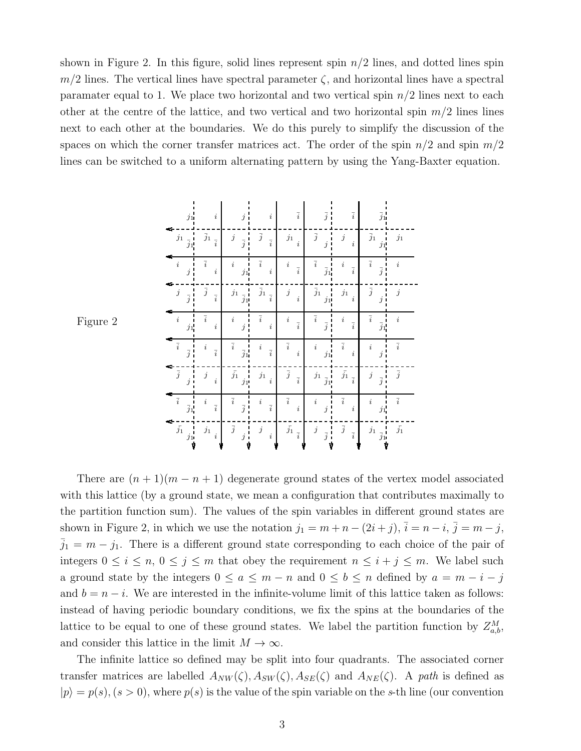shown in Figure 2. In this figure, solid lines represent spin $n/2$ lines, and dotted lines spin $m/2$ lines. The vertical lines have spectral parameter $\zeta$, and horizontal lines have a spectral paramater equal to 1. We place two horizontal and two vertical spin $n/2$ lines next to each other at the centre of the lattice, and two vertical and two horizontal spin $m/2$ lines lines next to each other at the boundaries. We do this purely to simplify the discussion of the spaces on which the corner transfer matrices act. The order of the spin $n/2$ and spin $m/2$ lines can be switched to a uniform alternating pattern by using the Yang-Baxter equation.

Figure 2

There are $(n+1)(m-n+1)$ degenerate ground states of the vertex model associated with this lattice (by a ground state, we mean a configuration that contributes maximally to the partition function sum). The values of the spin variables in different ground states are shown in Figure 2, in which we use the notation $j_1 = m+n-(2i+j)$, $\bar{i} = n-i$, $\bar{j} = m-j$, $\bar{j}_1 = m - j_1$. There is a different ground state corresponding to each choice of the pair of integers $0 \le i \le n$, $0 \le j \le m$ that obey the requirement $n \le i+j \le m$. We label such a ground state by the integers $0 \le a \le m-n$ and $0 \le b \le n$ defined by $a = m-i-j$ and $b = n-i$. We are interested in the infinite-volume limit of this lattice taken as follows: instead of having periodic boundary conditions, we fix the spins at the boundaries of the lattice to be equal to one of these ground states. We label the partition function by $Z^M_{a,b}$, and consider this lattice in the limit $M \to \infty$.

The infinite lattice so defined may be split into four quadrants. The associated corner transfer matrices are labelled $A_{NW}(\zeta), A_{SW}(\zeta), A_{SE}(\zeta)$ and $A_{NE}(\zeta)$. A *path* is defined as $|p\rangle = p(s), (s > 0)$, where $p(s)$ is the value of the spin variable on the $s$-th line (our convention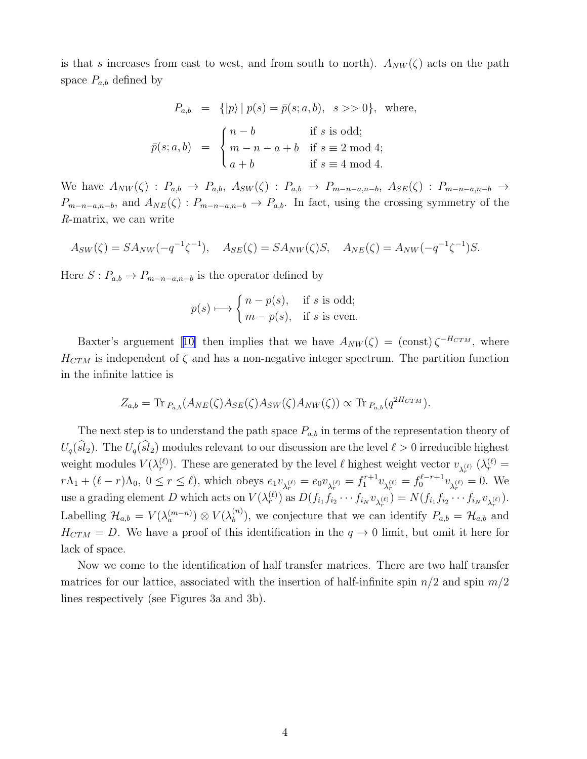is that $s$ increases from east to west, and from south to north). $A_{NW}(\zeta)$ acts on the path space $P_{a,b}$ defined by

$$
\begin{aligned}
P_{a,b} &= \{|p\rangle \mid p(s) = \bar{p}(s; a, b), \quad s >> 0\}, \quad \text{where,} \\
\bar{p}(s; a, b) &= \begin{cases} n - b & \text{if } s \text{ is odd;} \\ m - n - a + b & \text{if } s \equiv 2 \bmod 4; \\ a + b & \text{if } s \equiv 4 \bmod 4. \end{cases}
\end{aligned}
$$

We have $A_{NW}(\zeta) : P_{a,b} \to P_{a,b}$, $A_{SW}(\zeta) : P_{a,b} \to P_{m-n-a,n-b}$, $A_{SE}(\zeta) : P_{m-n-a,n-b} \to P_{m-n-a,n-b}$, and $A_{NE}(\zeta) : P_{m-n-a,n-b} \to P_{a,b}$. In fact, using the crossing symmetry of the $R$-matrix, we can write

$$
A_{SW}(\zeta) = S A_{NW}(-q^{-1}\zeta^{-1}), \quad A_{SE}(\zeta) = S A_{NW}(\zeta) S, \quad A_{NE}(\zeta) = A_{NW}(-q^{-1}\zeta^{-1}) S.
$$

Here $S : P_{a,b} \to P_{m-n-a,n-b}$ is the operator defined by

$$
p(s) \longmapsto \begin{cases} n - p(s), & \text{if } s \text{ is odd;} \\ m - p(s), & \text{if } s \text{ is even.} \end{cases}
$$

Baxter's arguement [10] then implies that we have $A_{NW}(\zeta) = (\text{const})\, \zeta^{-H_{CTM}}$, where $H_{CTM}$ is independent of $\zeta$ and has a non-negative integer spectrum. The partition function in the infinite lattice is

$$
Z_{a,b} = \text{Tr}_{\,P_{a,b}}(A_{NE}(\zeta) A_{SE}(\zeta) A_{SW}(\zeta) A_{NW}(\zeta)) \propto \text{Tr}_{\,P_{a,b}}(q^{2H_{CTM}}).
$$

The next step is to understand the path space $P_{a,b}$ in terms of the representation theory of $U_q(\widehat{sl}_2)$. The $U_q(\widehat{sl}_2)$ modules relevant to our discussion are the level $\ell > 0$ irreducible highest weight modules $V(\lambda_r^{(\ell)})$. These are generated by the level $\ell$ highest weight vector $v_{\lambda_r^{(\ell)}}$ ($\lambda_r^{(\ell)} = r\Lambda_1 + (\ell - r)\Lambda_0,\ 0 \le r \le \ell$), which obeys $e_1 v_{\lambda_r^{(\ell)}} = e_0 v_{\lambda_r^{(\ell)}} = f_1^{r+1} v_{\lambda_r^{(\ell)}} = f_0^{\ell-r+1} v_{\lambda_r^{(\ell)}} = 0$. We use a grading element $D$ which acts on $V(\lambda_r^{(\ell)})$ as $D(f_{i_1} f_{i_2} \cdots f_{i_N} v_{\lambda_r^{(\ell)}}) = N(f_{i_1} f_{i_2} \cdots f_{i_N} v_{\lambda_r^{(\ell)}})$. Labelling $\mathcal{H}_{a,b} = V(\lambda_a^{(m-n)}) \otimes V(\lambda_b^{(n)})$, we conjecture that we can identify $P_{a,b} = \mathcal{H}_{a,b}$ and $H_{CTM} = D$. We have a proof of this identification in the $q \to 0$ limit, but omit it here for lack of space.

Now we come to the identification of half transfer matrices. There are two half transfer matrices for our lattice, associated with the insertion of half-infinite spin $n/2$ and spin $m/2$ lines respectively (see Figures 3a and 3b).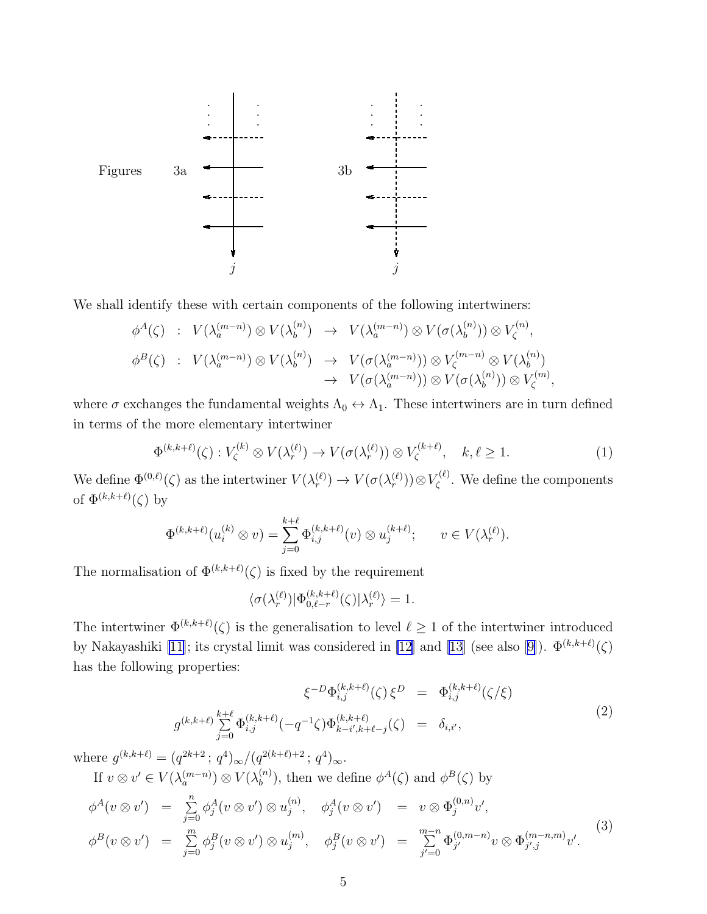Figures 3a 3b

We shall identify these with certain components of the following intertwiners:

$$
\begin{aligned}
\phi^A(\zeta) \ &: \ V(\lambda_a^{(m-n)}) \otimes V(\lambda_b^{(n)}) \ \to \ V(\lambda_a^{(m-n)}) \otimes V(\sigma(\lambda_b^{(n)})) \otimes V_\zeta^{(n)}, \\
\phi^B(\zeta) \ &: \ V(\lambda_a^{(m-n)}) \otimes V(\lambda_b^{(n)}) \ \to \ V(\sigma(\lambda_a^{(m-n)})) \otimes V_\zeta^{(m-n)} \otimes V(\lambda_b^{(n)}) \\
&\qquad\qquad\qquad\qquad\qquad\quad \to \ V(\sigma(\lambda_a^{(m-n)})) \otimes V(\sigma(\lambda_b^{(n)})) \otimes V_\zeta^{(m)},
\end{aligned}
$$

where $\sigma$ exchanges the fundamental weights $\Lambda_0 \leftrightarrow \Lambda_1$. These intertwiners are in turn defined in terms of the more elementary intertwiner

$$
\Phi^{(k,k+\ell)}(\zeta) : V_\zeta^{(k)} \otimes V(\lambda_r^{(\ell)}) \to V(\sigma(\lambda_r^{(\ell)})) \otimes V_\zeta^{(k+\ell)}, \quad k, \ell \geq 1. \tag{1}
$$

We define $\Phi^{(0,\ell)}(\zeta)$ as the intertwiner $V(\lambda_r^{(\ell)}) \to V(\sigma(\lambda_r^{(\ell)})) \otimes V_\zeta^{(\ell)}$. We define the components of $\Phi^{(k,k+\ell)}(\zeta)$ by

$$
\Phi^{(k,k+\ell)}(u_i^{(k)} \otimes v) = \sum_{j=0}^{k+\ell} \Phi_{i,j}^{(k,k+\ell)}(v) \otimes u_j^{(k+\ell)}; \qquad v \in V(\lambda_r^{(\ell)}).
$$

The normalisation of $\Phi^{(k,k+\ell)}(\zeta)$ is fixed by the requirement

$$
\langle \sigma(\lambda_r^{(\ell)}) | \Phi_{0,\ell-r}^{(k,k+\ell)}(\zeta) | \lambda_r^{(\ell)} \rangle = 1.
$$

The intertwiner $\Phi^{(k,k+\ell)}(\zeta)$ is the generalisation to level $\ell \geq 1$ of the intertwiner introduced by Nakayashiki [11]; its crystal limit was considered in [12] and [13] (see also [9]). $\Phi^{(k,k+\ell)}(\zeta)$ has the following properties:

$$
\begin{aligned}
\xi^{-D} \Phi_{i,j}^{(k,k+\ell)}(\zeta)\, \xi^D &= \Phi_{i,j}^{(k,k+\ell)}(\zeta/\xi) \\
g^{(k,k+\ell)} \sum_{j=0}^{k+\ell} \Phi_{i,j}^{(k,k+\ell)}(-q^{-1}\zeta) \Phi_{k-i',k+\ell-j}^{(k,k+\ell)}(\zeta) &= \delta_{i,i'},
\end{aligned} \tag{2}
$$

where $g^{(k,k+\ell)} = (q^{2k+2}\,;\, q^4)_\infty / (q^{2(k+\ell)+2}\,;\, q^4)_\infty$.

If $v \otimes v' \in V(\lambda_a^{(m-n)}) \otimes V(\lambda_b^{(n)})$, then we define $\phi^A(\zeta)$ and $\phi^B(\zeta)$ by

$$
\begin{aligned}
\phi^A(v \otimes v') &= \sum_{j=0}^{n} \phi_j^A(v \otimes v') \otimes u_j^{(n)}, \quad \phi_j^A(v \otimes v') = v \otimes \Phi_j^{(0,n)} v', \\
\phi^B(v \otimes v') &= \sum_{j=0}^{m} \phi_j^B(v \otimes v') \otimes u_j^{(m)}, \quad \phi_j^B(v \otimes v') = \sum_{j'=0}^{m-n} \Phi_{j'}^{(0,m-n)} v \otimes \Phi_{j',j}^{(m-n,m)} v'.
\end{aligned} \tag{3}
$$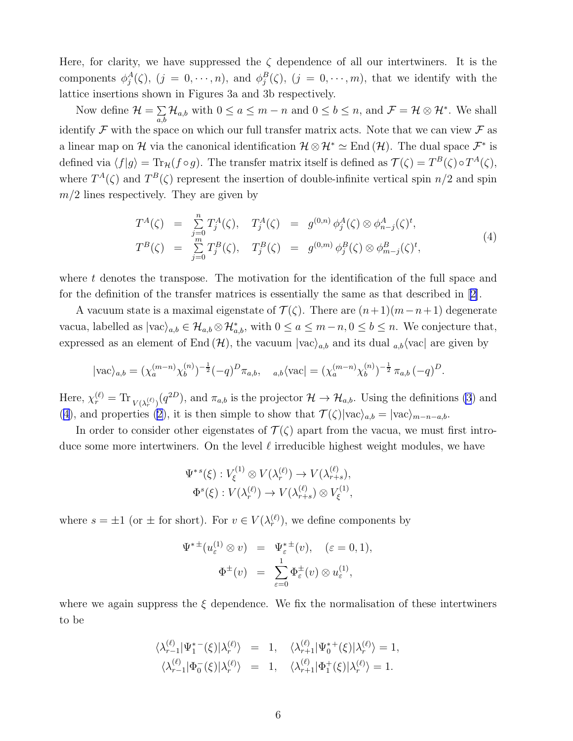Here, for clarity, we have suppressed the $\zeta$ dependence of all our intertwiners. It is the components $\phi^A_j(\zeta)$, $(j = 0, \cdots, n)$, and $\phi^B_j(\zeta)$, $(j = 0, \cdots, m)$, that we identify with the lattice insertions shown in Figures 3a and 3b respectively.

Now define $\mathcal{H} = \sum_{a,b} \mathcal{H}_{a,b}$ with $0 \le a \le m-n$ and $0 \le b \le n$, and $\mathcal{F} = \mathcal{H} \otimes \mathcal{H}^*$. We shall identify $\mathcal{F}$ with the space on which our full transfer matrix acts. Note that we can view $\mathcal{F}$ as a linear map on $\mathcal{H}$ via the canonical identification $\mathcal{H} \otimes \mathcal{H}^* \simeq \mathrm{End}\,(\mathcal{H})$. The dual space $\mathcal{F}^*$ is defined via $\langle f | g \rangle = \mathrm{Tr}_{\mathcal{H}}(f \circ g)$. The transfer matrix itself is defined as $\mathcal{T}(\zeta) = T^B(\zeta) \circ T^A(\zeta)$, where $T^A(\zeta)$ and $T^B(\zeta)$ represent the insertion of double-infinite vertical spin $n/2$ and spin $m/2$ lines respectively. They are given by

$$
\begin{aligned}
T^A(\zeta) &= \sum_{j=0}^{n} T^A_j(\zeta), \quad & T^A_j(\zeta) &= g^{(0,n)}\, \phi^A_j(\zeta) \otimes \phi^A_{n-j}(\zeta)^t, \\
T^B(\zeta) &= \sum_{j=0}^{m} T^B_j(\zeta), \quad & T^B_j(\zeta) &= g^{(0,m)}\, \phi^B_j(\zeta) \otimes \phi^B_{m-j}(\zeta)^t,
\end{aligned}
\tag{4}
$$

where $t$ denotes the transpose. The motivation for the identification of the full space and for the definition of the transfer matrices is essentially the same as that described in [2].

A vacuum state is a maximal eigenstate of $\mathcal{T}(\zeta)$. There are $(n+1)(m-n+1)$ degenerate vacua, labelled as $|\mathrm{vac}\rangle_{a,b} \in \mathcal{H}_{a,b} \otimes \mathcal{H}^*_{a,b}$, with $0 \le a \le m-n, 0 \le b \le n$. We conjecture that, expressed as an element of $\mathrm{End}\,(\mathcal{H})$, the vacuum $|\mathrm{vac}\rangle_{a,b}$ and its dual ${}_{a,b}\langle\mathrm{vac}|$ are given by

$$
|\mathrm{vac}\rangle_{a,b} = (\chi^{(m-n)}_a \chi^{(n)}_b)^{-\frac{1}{2}} (-q)^D \pi_{a,b}, \quad {}_{a,b}\langle\mathrm{vac}| = (\chi^{(m-n)}_a \chi^{(n)}_b)^{-\frac{1}{2}}\, \pi_{a,b}\, (-q)^D.
$$

Here, $\chi^{(\ell)}_r = \mathrm{Tr}_{\,V(\lambda^{(\ell)}_r)}(q^{2D})$, and $\pi_{a,b}$ is the projector $\mathcal{H} \to \mathcal{H}_{a,b}$. Using the definitions (3) and (4), and properties (2), it is then simple to show that $\mathcal{T}(\zeta)|\mathrm{vac}\rangle_{a,b} = |\mathrm{vac}\rangle_{m-n-a,b}$.

In order to consider other eigenstates of $\mathcal{T}(\zeta)$ apart from the vacua, we must first introduce some more intertwiners. On the level $\ell$ irreducible highest weight modules, we have

$$
\begin{aligned}
\Psi^{*\,s}(\xi) &: V^{(1)}_\xi \otimes V(\lambda^{(\ell)}_r) \to V(\lambda^{(\ell)}_{r+s}), \\
\Phi^s(\xi) &: V(\lambda^{(\ell)}_r) \to V(\lambda^{(\ell)}_{r+s}) \otimes V^{(1)}_\xi,
\end{aligned}
$$

where $s = \pm 1$ (or $\pm$ for short). For $v \in V(\lambda^{(\ell)}_r)$, we define components by

$$
\begin{aligned}
\Psi^{*\pm}(u^{(1)}_\varepsilon \otimes v) &= \Psi^{*\pm}_\varepsilon(v), \quad (\varepsilon = 0, 1), \\
\Phi^{\pm}(v) &= \sum_{\varepsilon=0}^{1} \Phi^{\pm}_\varepsilon(v) \otimes u^{(1)}_\varepsilon,
\end{aligned}
$$

where we again suppress the $\xi$ dependence. We fix the normalisation of these intertwiners to be

$$
\begin{aligned}
\langle\lambda^{(\ell)}_{r-1}|\Psi^{*-}_1(\xi)|\lambda^{(\ell)}_r\rangle &= 1, \quad \langle\lambda^{(\ell)}_{r+1}|\Psi^{*+}_0(\xi)|\lambda^{(\ell)}_r\rangle = 1, \\
\langle\lambda^{(\ell)}_{r-1}|\Phi^{-}_0(\xi)|\lambda^{(\ell)}_r\rangle &= 1, \quad \langle\lambda^{(\ell)}_{r+1}|\Phi^{+}_1(\xi)|\lambda^{(\ell)}_r\rangle = 1.
\end{aligned}
$$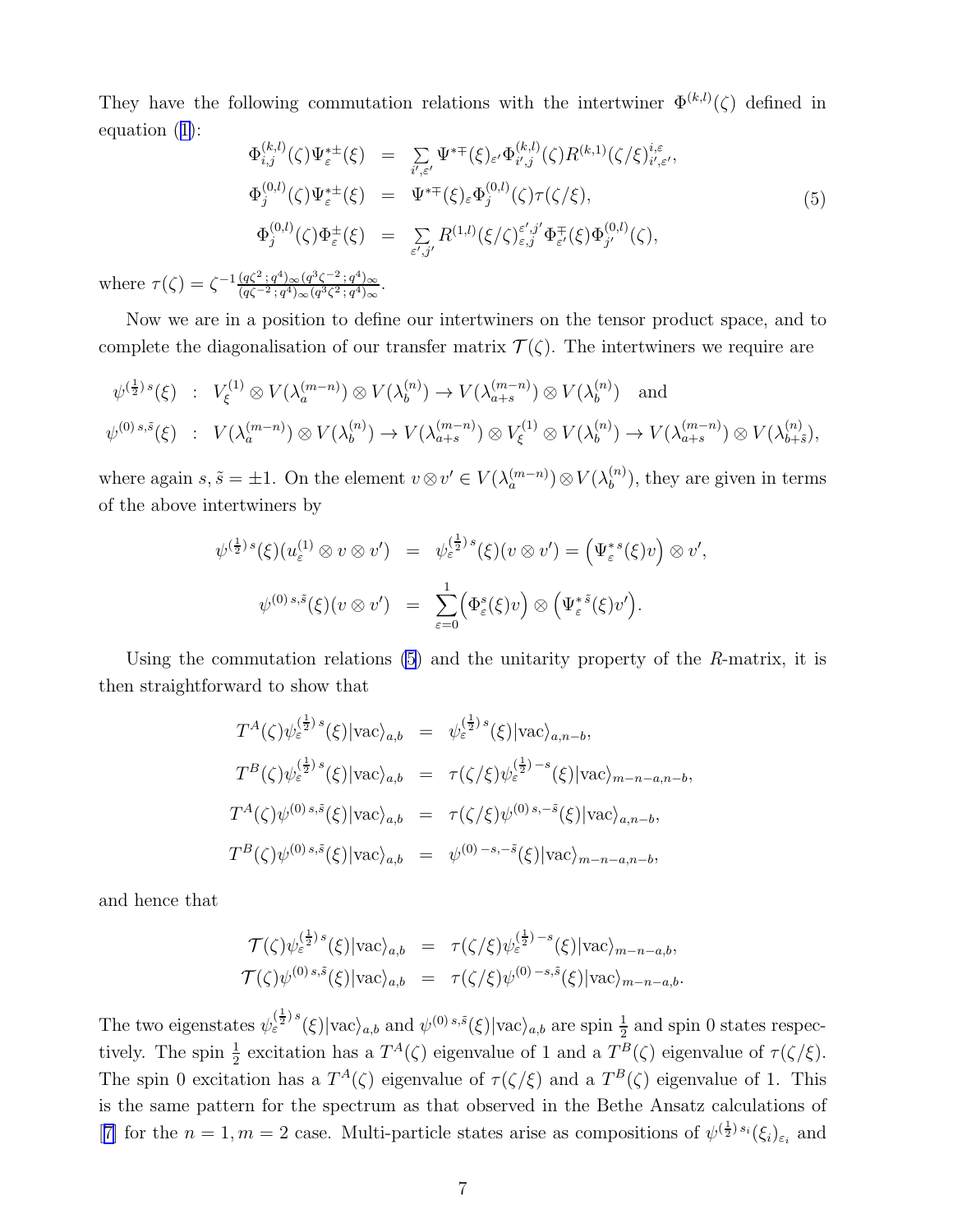They have the following commutation relations with the intertwiner $\Phi^{(k,l)}(\zeta)$ defined in equation (1):

$$
\begin{aligned}
\Phi^{(k,l)}_{i,j}(\zeta)\Psi^{*\pm}_{\varepsilon}(\xi) &= \sum_{i',\varepsilon'} \Psi^{*\mp}(\xi)_{\varepsilon'}\Phi^{(k,l)}_{i',j}(\zeta)R^{(k,1)}(\zeta/\xi)^{i,\varepsilon}_{i',\varepsilon'}, \\
\Phi^{(0,l)}_{j}(\zeta)\Psi^{*\pm}_{\varepsilon}(\xi) &= \Psi^{*\mp}(\xi)_{\varepsilon}\Phi^{(0,l)}_{j}(\zeta)\tau(\zeta/\xi), \\
\Phi^{(0,l)}_{j}(\zeta)\Phi^{\pm}_{\varepsilon}(\xi) &= \sum_{\varepsilon',j'} R^{(1,l)}(\xi/\zeta)^{\varepsilon',j'}_{\varepsilon,j}\Phi^{\mp}_{\varepsilon'}(\xi)\Phi^{(0,l)}_{j'}(\zeta),
\end{aligned}
\tag{5}
$$

where $\tau(\zeta) = \zeta^{-1}\frac{(q\zeta^2;q^4)_\infty(q^3\zeta^{-2};q^4)_\infty}{(q\zeta^{-2};q^4)_\infty(q^3\zeta^2;q^4)_\infty}$.

Now we are in a position to define our intertwiners on the tensor product space, and to complete the diagonalisation of our transfer matrix $\mathcal{T}(\zeta)$. The intertwiners we require are

$$
\begin{aligned}
\psi^{(\frac{1}{2})\,s}(\xi) &: V^{(1)}_{\xi}\otimes V(\lambda^{(m-n)}_a)\otimes V(\lambda^{(n)}_b) \to V(\lambda^{(m-n)}_{a+s})\otimes V(\lambda^{(n)}_b) \quad \text{and} \\
\psi^{(0)\,s,\tilde{s}}(\xi) &: V(\lambda^{(m-n)}_a)\otimes V(\lambda^{(n)}_b) \to V(\lambda^{(m-n)}_{a+s})\otimes V^{(1)}_{\xi}\otimes V(\lambda^{(n)}_b) \to V(\lambda^{(m-n)}_{a+s})\otimes V(\lambda^{(n)}_{b+\tilde{s}}),
\end{aligned}
$$

where again $s,\tilde{s}=\pm 1$. On the element $v\otimes v' \in V(\lambda^{(m-n)}_a)\otimes V(\lambda^{(n)}_b)$, they are given in terms of the above intertwiners by

$$
\begin{aligned}
\psi^{(\frac{1}{2})\,s}(\xi)(u^{(1)}_{\varepsilon}\otimes v\otimes v') &= \psi^{(\frac{1}{2})\,s}_{\varepsilon}(\xi)(v\otimes v') = \Big(\Psi^{*\,s}_{\varepsilon}(\xi)v\Big)\otimes v', \\
\psi^{(0)\,s,\tilde{s}}(\xi)(v\otimes v') &= \sum_{\varepsilon=0}^{1}\Big(\Phi^{s}_{\varepsilon}(\xi)v\Big)\otimes\Big(\Psi^{*\,\tilde{s}}_{\varepsilon}(\xi)v'\Big).
\end{aligned}
$$

Using the commutation relations (5) and the unitarity property of the $R$-matrix, it is then straightforward to show that

$$
\begin{aligned}
T^A(\zeta)\psi^{(\frac{1}{2})\,s}_{\varepsilon}(\xi)|\text{vac}\rangle_{a,b} &= \psi^{(\frac{1}{2})\,s}_{\varepsilon}(\xi)|\text{vac}\rangle_{a,n-b}, \\
T^B(\zeta)\psi^{(\frac{1}{2})\,s}_{\varepsilon}(\xi)|\text{vac}\rangle_{a,b} &= \tau(\zeta/\xi)\psi^{(\frac{1}{2})\,-s}_{\varepsilon}(\xi)|\text{vac}\rangle_{m-n-a,n-b}, \\
T^A(\zeta)\psi^{(0)\,s,\tilde{s}}(\xi)|\text{vac}\rangle_{a,b} &= \tau(\zeta/\xi)\psi^{(0)\,s,-\tilde{s}}(\xi)|\text{vac}\rangle_{a,n-b}, \\
T^B(\zeta)\psi^{(0)\,s,\tilde{s}}(\xi)|\text{vac}\rangle_{a,b} &= \psi^{(0)\,-s,-\tilde{s}}(\xi)|\text{vac}\rangle_{m-n-a,n-b},
\end{aligned}
$$

and hence that

$$
\begin{aligned}
\mathcal{T}(\zeta)\psi^{(\frac{1}{2})\,s}_{\varepsilon}(\xi)|\text{vac}\rangle_{a,b} &= \tau(\zeta/\xi)\psi^{(\frac{1}{2})\,-s}_{\varepsilon}(\xi)|\text{vac}\rangle_{m-n-a,b}, \\
\mathcal{T}(\zeta)\psi^{(0)\,s,\tilde{s}}(\xi)|\text{vac}\rangle_{a,b} &= \tau(\zeta/\xi)\psi^{(0)\,-s,\tilde{s}}(\xi)|\text{vac}\rangle_{m-n-a,b}.
\end{aligned}
$$

The two eigenstates $\psi^{(\frac{1}{2})\,s}_{\varepsilon}(\xi)|\text{vac}\rangle_{a,b}$ and $\psi^{(0)\,s,\tilde{s}}(\xi)|\text{vac}\rangle_{a,b}$ are spin $\frac{1}{2}$ and spin 0 states respectively. The spin $\frac{1}{2}$ excitation has a $T^A(\zeta)$ eigenvalue of 1 and a $T^B(\zeta)$ eigenvalue of $\tau(\zeta/\xi)$. The spin 0 excitation has a $T^A(\zeta)$ eigenvalue of $\tau(\zeta/\xi)$ and a $T^B(\zeta)$ eigenvalue of 1. This is the same pattern for the spectrum as that observed in the Bethe Ansatz calculations of [7] for the $n=1, m=2$ case. Multi-particle states arise as compositions of $\psi^{(\frac{1}{2})\,s_i}(\xi_i)_{\varepsilon_i}$ and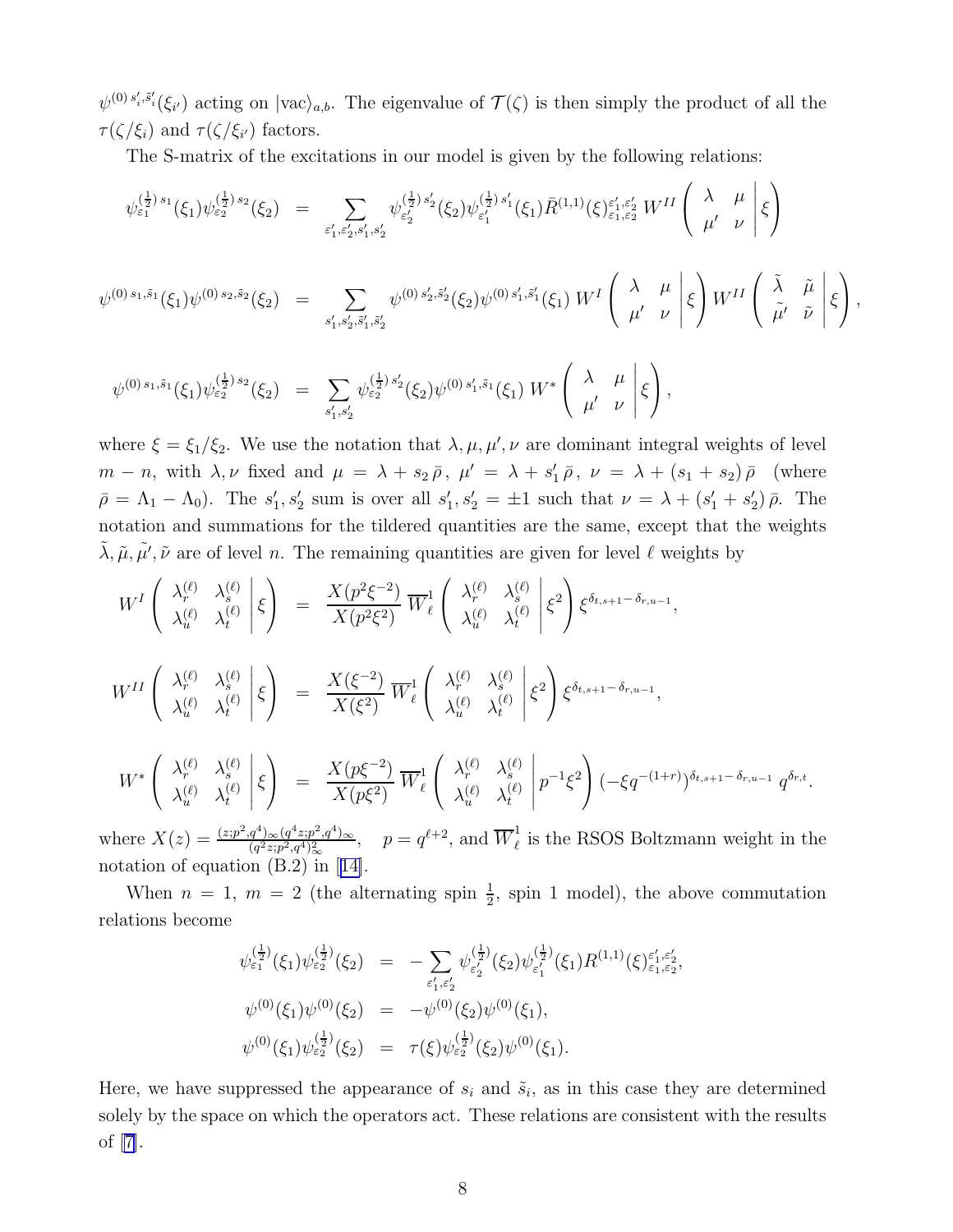$\psi^{(0)\,s'_i,\tilde{s}'_i}(\xi_{i'})$ acting on $|\mathrm{vac}\rangle_{a,b}$. The eigenvalue of $\mathcal{T}(\zeta)$ is then simply the product of all the $\tau(\zeta/\xi_i)$ and $\tau(\zeta/\xi_{i'})$ factors.

The S-matrix of the excitations in our model is given by the following relations:

$$
\psi^{(\frac{1}{2})\,s_1}_{\varepsilon_1}(\xi_1)\psi^{(\frac{1}{2})\,s_2}_{\varepsilon_2}(\xi_2) = \sum_{\varepsilon'_1,\varepsilon'_2,s'_1,s'_2} \psi^{(\frac{1}{2})\,s'_2}_{\varepsilon'_2}(\xi_2)\psi^{(\frac{1}{2})\,s'_1}_{\varepsilon'_1}(\xi_1)\bar{R}^{(1,1)}(\xi)^{\varepsilon'_1,\varepsilon'_2}_{\varepsilon_1,\varepsilon_2}\, W^{II}\left(\begin{array}{cc} \lambda & \mu \\ \mu' & \nu \end{array}\middle|\, \xi\right)
$$

$$
\psi^{(0)\,s_1,\tilde{s}_1}(\xi_1)\psi^{(0)\,s_2,\tilde{s}_2}(\xi_2) = \sum_{s'_1,s'_2,\tilde{s}'_1,\tilde{s}'_2} \psi^{(0)\,s'_2,\tilde{s}'_2}(\xi_2)\psi^{(0)\,s'_1,\tilde{s}'_1}(\xi_1)\, W^{I}\left(\begin{array}{cc} \lambda & \mu \\ \mu' & \nu \end{array}\middle|\, \xi\right) W^{II}\left(\begin{array}{cc} \tilde{\lambda} & \tilde{\mu} \\ \tilde{\mu}' & \tilde{\nu} \end{array}\middle|\, \xi\right),
$$

$$
\psi^{(0)\,s_1,\tilde{s}_1}(\xi_1)\psi^{(\frac{1}{2})\,s_2}_{\varepsilon_2}(\xi_2) = \sum_{s'_1,s'_2} \psi^{(\frac{1}{2})\,s'_2}_{\varepsilon_2}(\xi_2)\psi^{(0)\,s'_1,\tilde{s}_1}(\xi_1)\, W^{*}\left(\begin{array}{cc} \lambda & \mu \\ \mu' & \nu \end{array}\middle|\, \xi\right),
$$

where $\xi = \xi_1/\xi_2$. We use the notation that $\lambda,\mu,\mu',\nu$ are dominant integral weights of level $m-n$, with $\lambda,\nu$ fixed and $\mu = \lambda + s_2\,\bar{\rho}$, $\mu' = \lambda + s'_1\,\bar{\rho}$, $\nu = \lambda + (s_1+s_2)\,\bar{\rho}$ (where $\bar{\rho} = \Lambda_1 - \Lambda_0$). The $s'_1, s'_2$ sum is over all $s'_1, s'_2 = \pm 1$ such that $\nu = \lambda + (s'_1 + s'_2)\,\bar{\rho}$. The notation and summations for the tildered quantities are the same, except that the weights $\tilde{\lambda},\tilde{\mu},\tilde{\mu'},\tilde{\nu}$ are of level $n$. The remaining quantities are given for level $\ell$ weights by

$$
W^{I}\left(\begin{array}{cc} \lambda^{(\ell)}_r & \lambda^{(\ell)}_s \\ \lambda^{(\ell)}_u & \lambda^{(\ell)}_t \end{array}\middle|\, \xi\right) = \frac{X(p^2\xi^{-2})}{X(p^2\xi^2)}\, \overline{W}^1_\ell\left(\begin{array}{cc} \lambda^{(\ell)}_r & \lambda^{(\ell)}_s \\ \lambda^{(\ell)}_u & \lambda^{(\ell)}_t \end{array}\middle|\, \xi^2\right)\xi^{\delta_{t,s+1}-\delta_{r,u-1}},
$$

$$
W^{II}\left(\begin{array}{cc} \lambda^{(\ell)}_r & \lambda^{(\ell)}_s \\ \lambda^{(\ell)}_u & \lambda^{(\ell)}_t \end{array}\middle|\, \xi\right) = \frac{X(\xi^{-2})}{X(\xi^2)}\, \overline{W}^1_\ell\left(\begin{array}{cc} \lambda^{(\ell)}_r & \lambda^{(\ell)}_s \\ \lambda^{(\ell)}_u & \lambda^{(\ell)}_t \end{array}\middle|\, \xi^2\right)\xi^{\delta_{t,s+1}-\delta_{r,u-1}},
$$

$$
W^{*}\left(\begin{array}{cc} \lambda^{(\ell)}_r & \lambda^{(\ell)}_s \\ \lambda^{(\ell)}_u & \lambda^{(\ell)}_t \end{array}\middle|\, \xi\right) = \frac{X(p\xi^{-2})}{X(p\xi^2)}\, \overline{W}^1_\ell\left(\begin{array}{cc} \lambda^{(\ell)}_r & \lambda^{(\ell)}_s \\ \lambda^{(\ell)}_u & \lambda^{(\ell)}_t \end{array}\middle|\, p^{-1}\xi^2\right)(-\xi q^{-(1+r)})^{\delta_{t,s+1}-\delta_{r,u-1}}\, q^{\delta_{r,t}}.
$$

where $X(z) = \frac{(z;p^2,q^4)_\infty (q^4z;p^2,q^4)_\infty}{(q^2z;p^2,q^4)^2_\infty}$, $\quad p = q^{\ell+2}$, and $\overline{W}^1_\ell$ is the RSOS Boltzmann weight in the notation of equation (B.2) in [14].

When $n=1$, $m=2$ (the alternating spin $\frac{1}{2}$, spin 1 model), the above commutation relations become

$$
\begin{aligned}
\psi^{(\frac{1}{2})}_{\varepsilon_1}(\xi_1)\psi^{(\frac{1}{2})}_{\varepsilon_2}(\xi_2) &= -\sum_{\varepsilon'_1,\varepsilon'_2} \psi^{(\frac{1}{2})}_{\varepsilon'_2}(\xi_2)\psi^{(\frac{1}{2})}_{\varepsilon'_1}(\xi_1)R^{(1,1)}(\xi)^{\varepsilon'_1,\varepsilon'_2}_{\varepsilon_1,\varepsilon_2},\\
\psi^{(0)}(\xi_1)\psi^{(0)}(\xi_2) &= -\psi^{(0)}(\xi_2)\psi^{(0)}(\xi_1),\\
\psi^{(0)}(\xi_1)\psi^{(\frac{1}{2})}_{\varepsilon_2}(\xi_2) &= \tau(\xi)\psi^{(\frac{1}{2})}_{\varepsilon_2}(\xi_2)\psi^{(0)}(\xi_1).
\end{aligned}
$$

Here, we have suppressed the appearance of $s_i$ and $\tilde{s}_i$, as in this case they are determined solely by the space on which the operators act. These relations are consistent with the results of [7].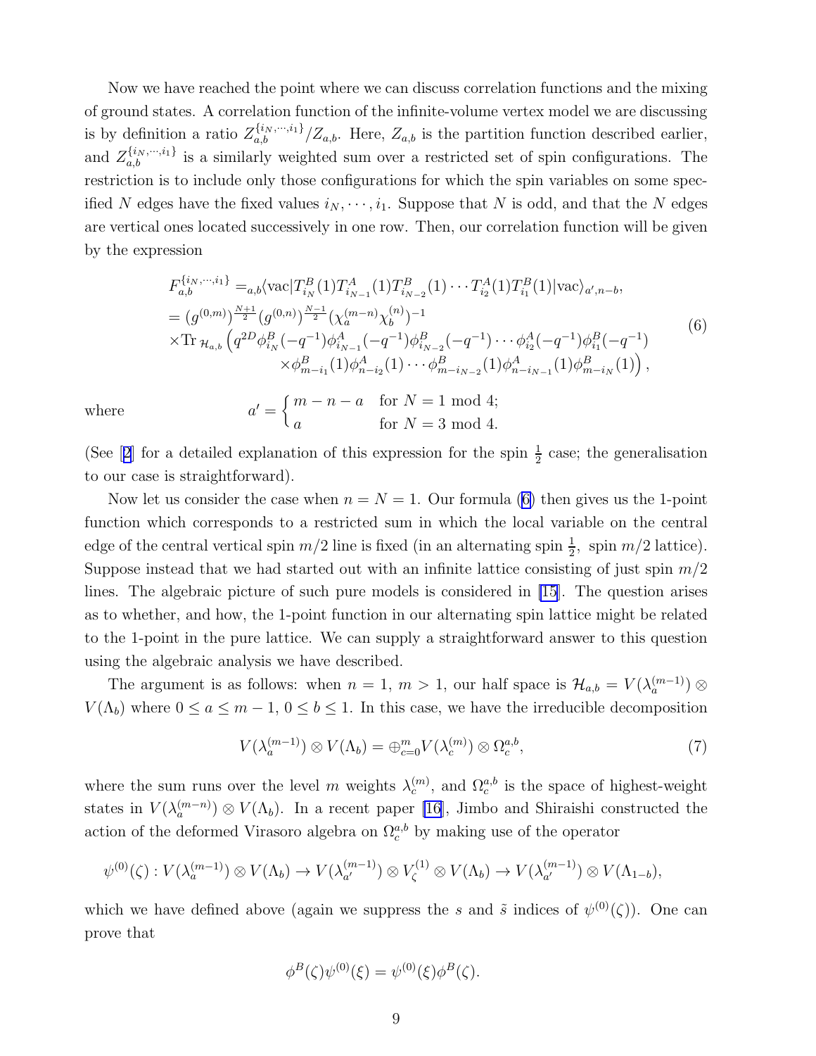Now we have reached the point where we can discuss correlation functions and the mixing of ground states. A correlation function of the infinite-volume vertex model we are discussing is by definition a ratio $Z_{a,b}^{\{i_N,\cdots,i_1\}}/Z_{a,b}$. Here, $Z_{a,b}$ is the partition function described earlier, and $Z_{a,b}^{\{i_N,\cdots,i_1\}}$ is a similarly weighted sum over a restricted set of spin configurations. The restriction is to include only those configurations for which the spin variables on some specified $N$ edges have the fixed values $i_N, \cdots, i_1$. Suppose that $N$ is odd, and that the $N$ edges are vertical ones located successively in one row. Then, our correlation function will be given by the expression

$$
\begin{aligned}
F_{a,b}^{\{i_N,\cdots,i_1\}} &= {}_{a,b}\langle \mathrm{vac}| T_{i_N}^B(1) T_{i_{N-1}}^A(1) T_{i_{N-2}}^B(1) \cdots T_{i_2}^A(1) T_{i_1}^B(1) |\mathrm{vac}\rangle_{a',n-b}, \\
&= (g^{(0,m)})^{\frac{N+1}{2}} (g^{(0,n)})^{\frac{N-1}{2}} (\chi_a^{(m-n)} \chi_b^{(n)})^{-1} \\
&\times \mathrm{Tr}_{\mathcal{H}_{a,b}} \Big( q^{2D} \phi_{i_N}^B(-q^{-1}) \phi_{i_{N-1}}^A(-q^{-1}) \phi_{i_{N-2}}^B(-q^{-1}) \cdots \phi_{i_2}^A(-q^{-1}) \phi_{i_1}^B(-q^{-1}) \\
&\qquad \times \phi_{m-i_1}^B(1) \phi_{n-i_2}^A(1) \cdots \phi_{m-i_{N-2}}^B(1) \phi_{n-i_{N-1}}^A(1) \phi_{m-i_N}^B(1) \Big),
\end{aligned}
\tag{6}
$$

where

$$
a' = \begin{cases} m-n-a & \text{for } N = 1 \bmod 4; \\ a & \text{for } N = 3 \bmod 4. \end{cases}
$$

(See [2] for a detailed explanation of this expression for the spin $\frac{1}{2}$ case; the generalisation to our case is straightforward).

Now let us consider the case when $n = N = 1$. Our formula (6) then gives us the 1-point function which corresponds to a restricted sum in which the local variable on the central edge of the central vertical spin $m/2$ line is fixed (in an alternating spin $\frac{1}{2}$, spin $m/2$ lattice). Suppose instead that we had started out with an infinite lattice consisting of just spin $m/2$ lines. The algebraic picture of such pure models is considered in [15]. The question arises as to whether, and how, the 1-point function in our alternating spin lattice might be related to the 1-point in the pure lattice. We can supply a straightforward answer to this question using the algebraic analysis we have described.

The argument is as follows: when $n = 1$, $m > 1$, our half space is $\mathcal{H}_{a,b} = V(\lambda_a^{(m-1)}) \otimes V(\Lambda_b)$ where $0 \le a \le m-1$, $0 \le b \le 1$. In this case, we have the irreducible decomposition

$$
V(\lambda_a^{(m-1)}) \otimes V(\Lambda_b) = \oplus_{c=0}^m V(\lambda_c^{(m)}) \otimes \Omega_c^{a,b},
\tag{7}
$$

where the sum runs over the level $m$ weights $\lambda_c^{(m)}$, and $\Omega_c^{a,b}$ is the space of highest-weight states in $V(\lambda_a^{(m-n)}) \otimes V(\Lambda_b)$. In a recent paper [16], Jimbo and Shiraishi constructed the action of the deformed Virasoro algebra on $\Omega_c^{a,b}$ by making use of the operator

$$
\psi^{(0)}(\zeta) : V(\lambda_a^{(m-1)}) \otimes V(\Lambda_b) \to V(\lambda_{a'}^{(m-1)}) \otimes V_\zeta^{(1)} \otimes V(\Lambda_b) \to V(\lambda_{a'}^{(m-1)}) \otimes V(\Lambda_{1-b}),
$$

which we have defined above (again we suppress the $s$ and $\tilde{s}$ indices of $\psi^{(0)}(\zeta)$). One can prove that

$$
\phi^B(\zeta) \psi^{(0)}(\xi) = \psi^{(0)}(\xi) \phi^B(\zeta).
$$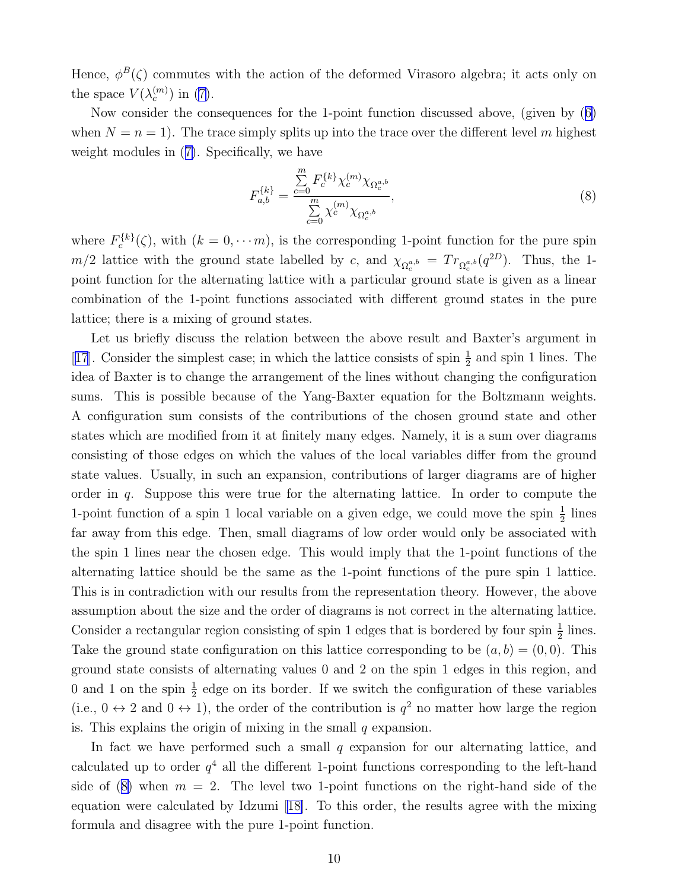Hence, $\phi^B(\zeta)$ commutes with the action of the deformed Virasoro algebra; it acts only on the space $V(\lambda_c^{(m)})$ in (7).

Now consider the consequences for the 1-point function discussed above, (given by (6) when $N = n = 1$). The trace simply splits up into the trace over the different level $m$ highest weight modules in (7). Specifically, we have

$$F_{a,b}^{\{k\}} = \frac{\sum_{c=0}^{m} F_c^{\{k\}} \chi_c^{(m)} \chi_{\Omega_c^{a,b}}}{\sum_{c=0}^{m} \chi_c^{(m)} \chi_{\Omega_c^{a,b}}}, \tag{8}$$

where $F_c^{\{k\}}(\zeta)$, with $(k = 0, \cdots m)$, is the corresponding 1-point function for the pure spin $m/2$ lattice with the ground state labelled by $c$, and $\chi_{\Omega_c^{a,b}} = Tr_{\Omega_c^{a,b}}(q^{2D})$. Thus, the 1-point function for the alternating lattice with a particular ground state is given as a linear combination of the 1-point functions associated with different ground states in the pure lattice; there is a mixing of ground states.

Let us briefly discuss the relation between the above result and Baxter's argument in [17]. Consider the simplest case; in which the lattice consists of spin $\frac{1}{2}$ and spin 1 lines. The idea of Baxter is to change the arrangement of the lines without changing the configuration sums. This is possible because of the Yang-Baxter equation for the Boltzmann weights. A configuration sum consists of the contributions of the chosen ground state and other states which are modified from it at finitely many edges. Namely, it is a sum over diagrams consisting of those edges on which the values of the local variables differ from the ground state values. Usually, in such an expansion, contributions of larger diagrams are of higher order in $q$. Suppose this were true for the alternating lattice. In order to compute the 1-point function of a spin 1 local variable on a given edge, we could move the spin $\frac{1}{2}$ lines far away from this edge. Then, small diagrams of low order would only be associated with the spin 1 lines near the chosen edge. This would imply that the 1-point functions of the alternating lattice should be the same as the 1-point functions of the pure spin 1 lattice. This is in contradiction with our results from the representation theory. However, the above assumption about the size and the order of diagrams is not correct in the alternating lattice. Consider a rectangular region consisting of spin 1 edges that is bordered by four spin $\frac{1}{2}$ lines. Take the ground state configuration on this lattice corresponding to be $(a, b) = (0, 0)$. This ground state consists of alternating values 0 and 2 on the spin 1 edges in this region, and 0 and 1 on the spin $\frac{1}{2}$ edge on its border. If we switch the configuration of these variables (i.e., $0 \leftrightarrow 2$ and $0 \leftrightarrow 1$), the order of the contribution is $q^2$ no matter how large the region is. This explains the origin of mixing in the small $q$ expansion.

In fact we have performed such a small $q$ expansion for our alternating lattice, and calculated up to order $q^4$ all the different 1-point functions corresponding to the left-hand side of (8) when $m = 2$. The level two 1-point functions on the right-hand side of the equation were calculated by Idzumi [18]. To this order, the results agree with the mixing formula and disagree with the pure 1-point function.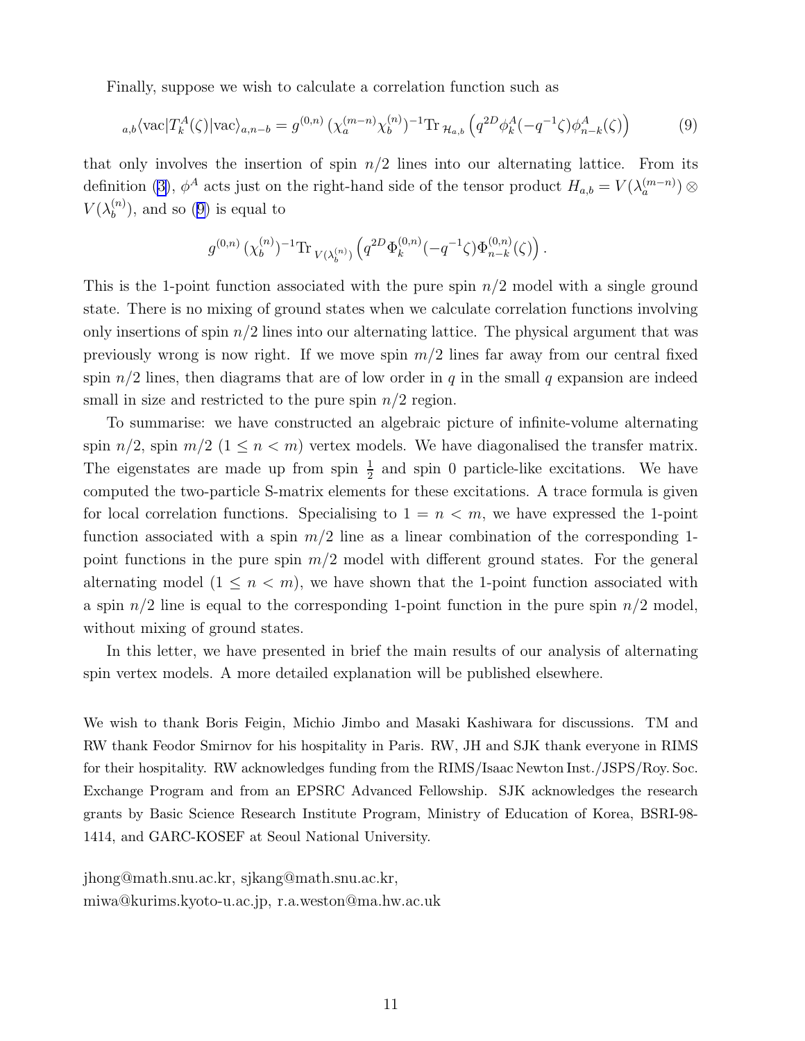Finally, suppose we wish to calculate a correlation function such as

$$
{}_{a,b}\langle \mathrm{vac}|T^A_k(\zeta)|\mathrm{vac}\rangle_{a,n-b} = g^{(0,n)}\,(\chi^{(m-n)}_a \chi^{(n)}_b)^{-1} \mathrm{Tr}_{\,\mathcal{H}_{a,b}}\left(q^{2D}\phi^A_k(-q^{-1}\zeta)\phi^A_{n-k}(\zeta)\right) \tag{9}
$$

that only involves the insertion of spin $n/2$ lines into our alternating lattice. From its definition (3), $\phi^A$ acts just on the right-hand side of the tensor product $H_{a,b} = V(\lambda^{(m-n)}_a) \otimes V(\lambda^{(n)}_b)$, and so (9) is equal to

$$
g^{(0,n)}\,(\chi^{(n)}_b)^{-1} \mathrm{Tr}_{\,V(\lambda^{(n)}_b)}\left(q^{2D}\Phi^{(0,n)}_k(-q^{-1}\zeta)\Phi^{(0,n)}_{n-k}(\zeta)\right).
$$

This is the 1-point function associated with the pure spin $n/2$ model with a single ground state. There is no mixing of ground states when we calculate correlation functions involving only insertions of spin $n/2$ lines into our alternating lattice. The physical argument that was previously wrong is now right. If we move spin $m/2$ lines far away from our central fixed spin $n/2$ lines, then diagrams that are of low order in $q$ in the small $q$ expansion are indeed small in size and restricted to the pure spin $n/2$ region.

To summarise: we have constructed an algebraic picture of infinite-volume alternating spin $n/2$, spin $m/2$ $(1 \le n < m)$ vertex models. We have diagonalised the transfer matrix. The eigenstates are made up from spin $\frac{1}{2}$ and spin 0 particle-like excitations. We have computed the two-particle S-matrix elements for these excitations. A trace formula is given for local correlation functions. Specialising to $1 = n < m$, we have expressed the 1-point function associated with a spin $m/2$ line as a linear combination of the corresponding 1-point functions in the pure spin $m/2$ model with different ground states. For the general alternating model $(1 \le n < m)$, we have shown that the 1-point function associated with a spin $n/2$ line is equal to the corresponding 1-point function in the pure spin $n/2$ model, without mixing of ground states.

In this letter, we have presented in brief the main results of our analysis of alternating spin vertex models. A more detailed explanation will be published elsewhere.

We wish to thank Boris Feigin, Michio Jimbo and Masaki Kashiwara for discussions. TM and RW thank Feodor Smirnov for his hospitality in Paris. RW, JH and SJK thank everyone in RIMS for their hospitality. RW acknowledges funding from the RIMS/Isaac Newton Inst./JSPS/Roy. Soc. Exchange Program and from an EPSRC Advanced Fellowship. SJK acknowledges the research grants by Basic Science Research Institute Program, Ministry of Education of Korea, BSRI-98-1414, and GARC-KOSEF at Seoul National University.

jhong@math.snu.ac.kr, sjkang@math.snu.ac.kr,
miwa@kurims.kyoto-u.ac.jp, r.a.weston@ma.hw.ac.uk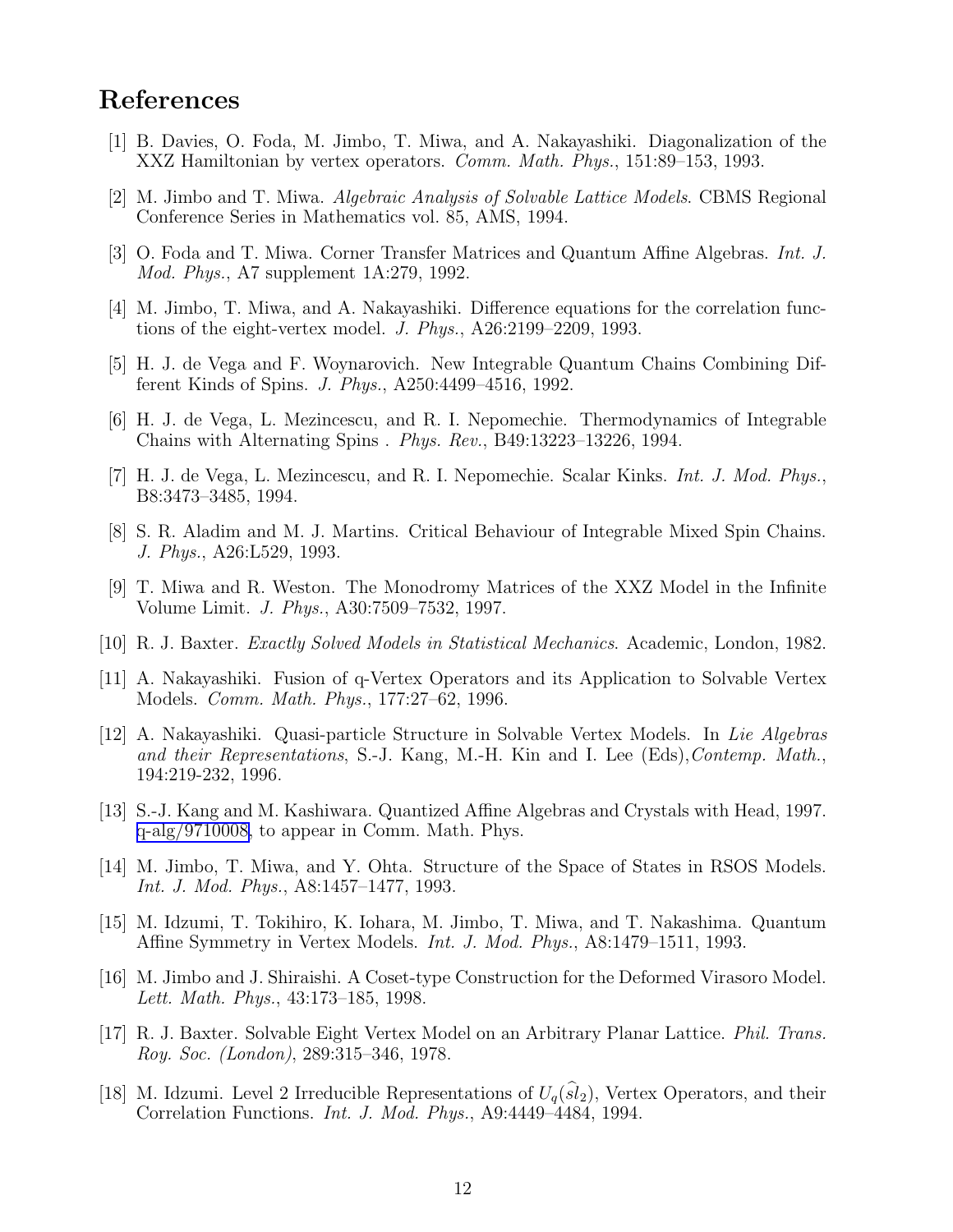## References

[1] B. Davies, O. Foda, M. Jimbo, T. Miwa, and A. Nakayashiki. Diagonalization of the XXZ Hamiltonian by vertex operators. *Comm. Math. Phys.*, 151:89–153, 1993.

[2] M. Jimbo and T. Miwa. *Algebraic Analysis of Solvable Lattice Models*. CBMS Regional Conference Series in Mathematics vol. 85, AMS, 1994.

[3] O. Foda and T. Miwa. Corner Transfer Matrices and Quantum Affine Algebras. *Int. J. Mod. Phys.*, A7 supplement 1A:279, 1992.

[4] M. Jimbo, T. Miwa, and A. Nakayashiki. Difference equations for the correlation functions of the eight-vertex model. *J. Phys.*, A26:2199–2209, 1993.

[5] H. J. de Vega and F. Woynarovich. New Integrable Quantum Chains Combining Different Kinds of Spins. *J. Phys.*, A250:4499–4516, 1992.

[6] H. J. de Vega, L. Mezincescu, and R. I. Nepomechie. Thermodynamics of Integrable Chains with Alternating Spins . *Phys. Rev.*, B49:13223–13226, 1994.

[7] H. J. de Vega, L. Mezincescu, and R. I. Nepomechie. Scalar Kinks. *Int. J. Mod. Phys.*, B8:3473–3485, 1994.

[8] S. R. Aladim and M. J. Martins. Critical Behaviour of Integrable Mixed Spin Chains. *J. Phys.*, A26:L529, 1993.

[9] T. Miwa and R. Weston. The Monodromy Matrices of the XXZ Model in the Infinite Volume Limit. *J. Phys.*, A30:7509–7532, 1997.

[10] R. J. Baxter. *Exactly Solved Models in Statistical Mechanics*. Academic, London, 1982.

[11] A. Nakayashiki. Fusion of q-Vertex Operators and its Application to Solvable Vertex Models. *Comm. Math. Phys.*, 177:27–62, 1996.

[12] A. Nakayashiki. Quasi-particle Structure in Solvable Vertex Models. In *Lie Algebras and their Representations*, S.-J. Kang, M.-H. Kin and I. Lee (Eds),*Contemp. Math.*, 194:219-232, 1996.

[13] S.-J. Kang and M. Kashiwara. Quantized Affine Algebras and Crystals with Head, 1997. q-alg/9710008, to appear in Comm. Math. Phys.

[14] M. Jimbo, T. Miwa, and Y. Ohta. Structure of the Space of States in RSOS Models. *Int. J. Mod. Phys.*, A8:1457–1477, 1993.

[15] M. Idzumi, T. Tokihiro, K. Iohara, M. Jimbo, T. Miwa, and T. Nakashima. Quantum Affine Symmetry in Vertex Models. *Int. J. Mod. Phys.*, A8:1479–1511, 1993.

[16] M. Jimbo and J. Shiraishi. A Coset-type Construction for the Deformed Virasoro Model. *Lett. Math. Phys.*, 43:173–185, 1998.

[17] R. J. Baxter. Solvable Eight Vertex Model on an Arbitrary Planar Lattice. *Phil. Trans. Roy. Soc. (London)*, 289:315–346, 1978.

[18] M. Idzumi. Level 2 Irreducible Representations of $U_q(\widehat{sl}_2)$, Vertex Operators, and their Correlation Functions. *Int. J. Mod. Phys.*, A9:4449–4484, 1994.